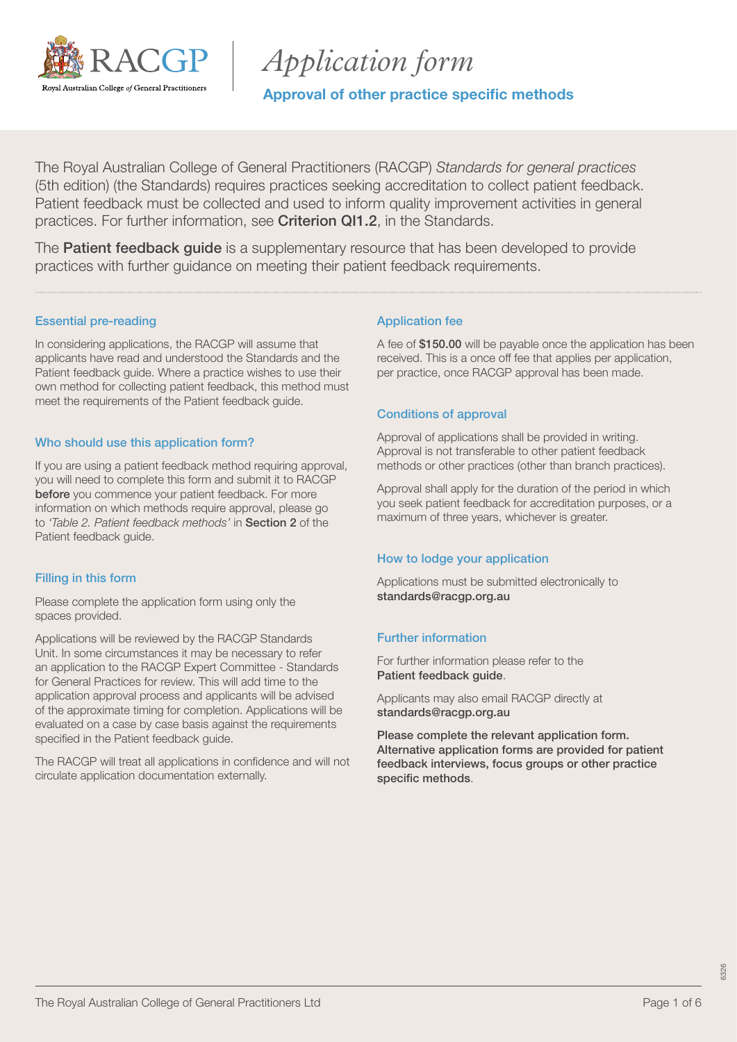# Application form

## Approval of other practice specific methods

The Royal Australian College of General Practitioners (RACGP) *Standards for general practices* (5th edition) (the Standards) requires practices seeking accreditation to collect patient feedback. Patient feedback must be collected and used to inform quality improvement activities in general practices. For further information, see **Criterion QI1.2**, in the Standards.

The **Patient feedback guide** is a supplementary resource that has been developed to provide practices with further guidance on meeting their patient feedback requirements.

### Essential pre-reading

In considering applications, the RACGP will assume that applicants have read and understood the Standards and the Patient feedback guide. Where a practice wishes to use their own method for collecting patient feedback, this method must meet the requirements of the Patient feedback guide.

### Who should use this application form?

If you are using a patient feedback method requiring approval, you will need to complete this form and submit it to RACGP **before** you commence your patient feedback. For more information on which methods require approval, please go to *'Table 2. Patient feedback methods'* in **Section 2** of the Patient feedback guide.

### Filling in this form

Please complete the application form using only the spaces provided.

Applications will be reviewed by the RACGP Standards Unit. In some circumstances it may be necessary to refer an application to the RACGP Expert Committee - Standards for General Practices for review. This will add time to the application approval process and applicants will be advised of the approximate timing for completion. Applications will be evaluated on a case by case basis against the requirements specified in the Patient feedback guide.

The RACGP will treat all applications in confidence and will not circulate application documentation externally.

### Application fee

A fee of **$150.00** will be payable once the application has been received. This is a once off fee that applies per application, per practice, once RACGP approval has been made.

### Conditions of approval

Approval of applications shall be provided in writing. Approval is not transferable to other patient feedback methods or other practices (other than branch practices).

Approval shall apply for the duration of the period in which you seek patient feedback for accreditation purposes, or a maximum of three years, whichever is greater.

### How to lodge your application

Applications must be submitted electronically to **standards@racgp.org.au**

### Further information

For further information please refer to the **Patient feedback guide**.

Applicants may also email RACGP directly at **standards@racgp.org.au**

**Please complete the relevant application form. Alternative application forms are provided for patient feedback interviews, focus groups or other practice specific methods**.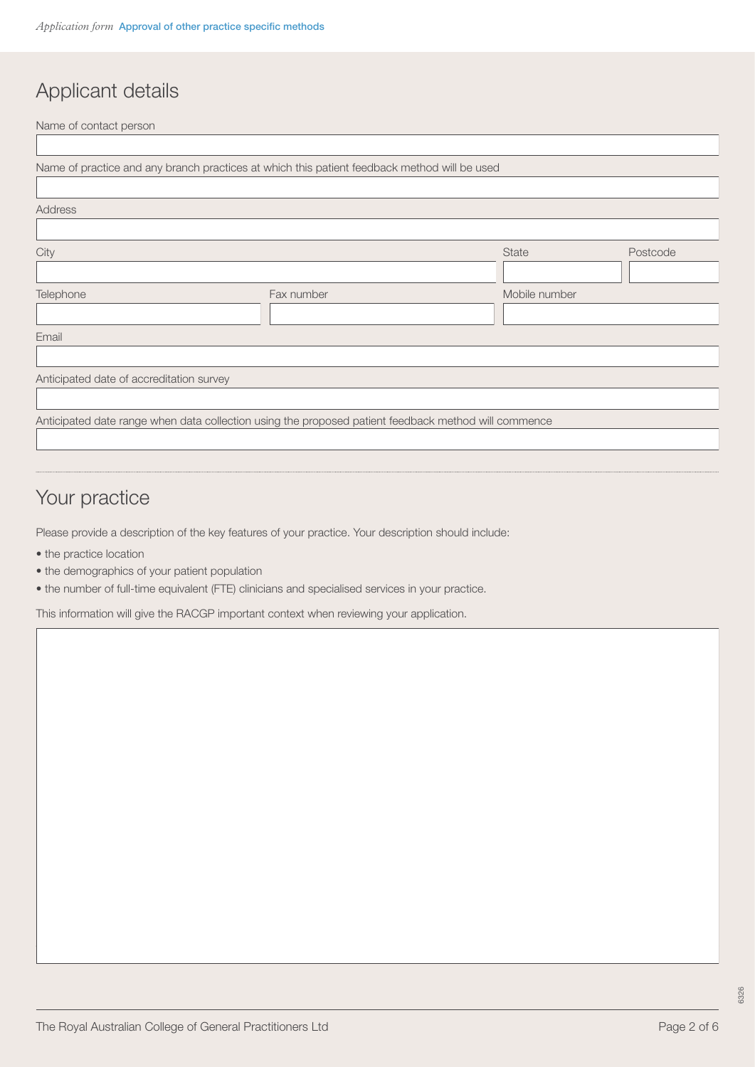## Applicant details

Name of contact person

Name of practice and any branch practices at which this patient feedback method will be used

Address

City

State

Postcode

Telephone

Fax number

Mobile number

Email

Anticipated date of accreditation survey

Anticipated date range when data collection using the proposed patient feedback method will commence

## Your practice

Please provide a description of the key features of your practice. Your description should include:

- the practice location
- the demographics of your patient population
- the number of full-time equivalent (FTE) clinicians and specialised services in your practice.

This information will give the RACGP important context when reviewing your application.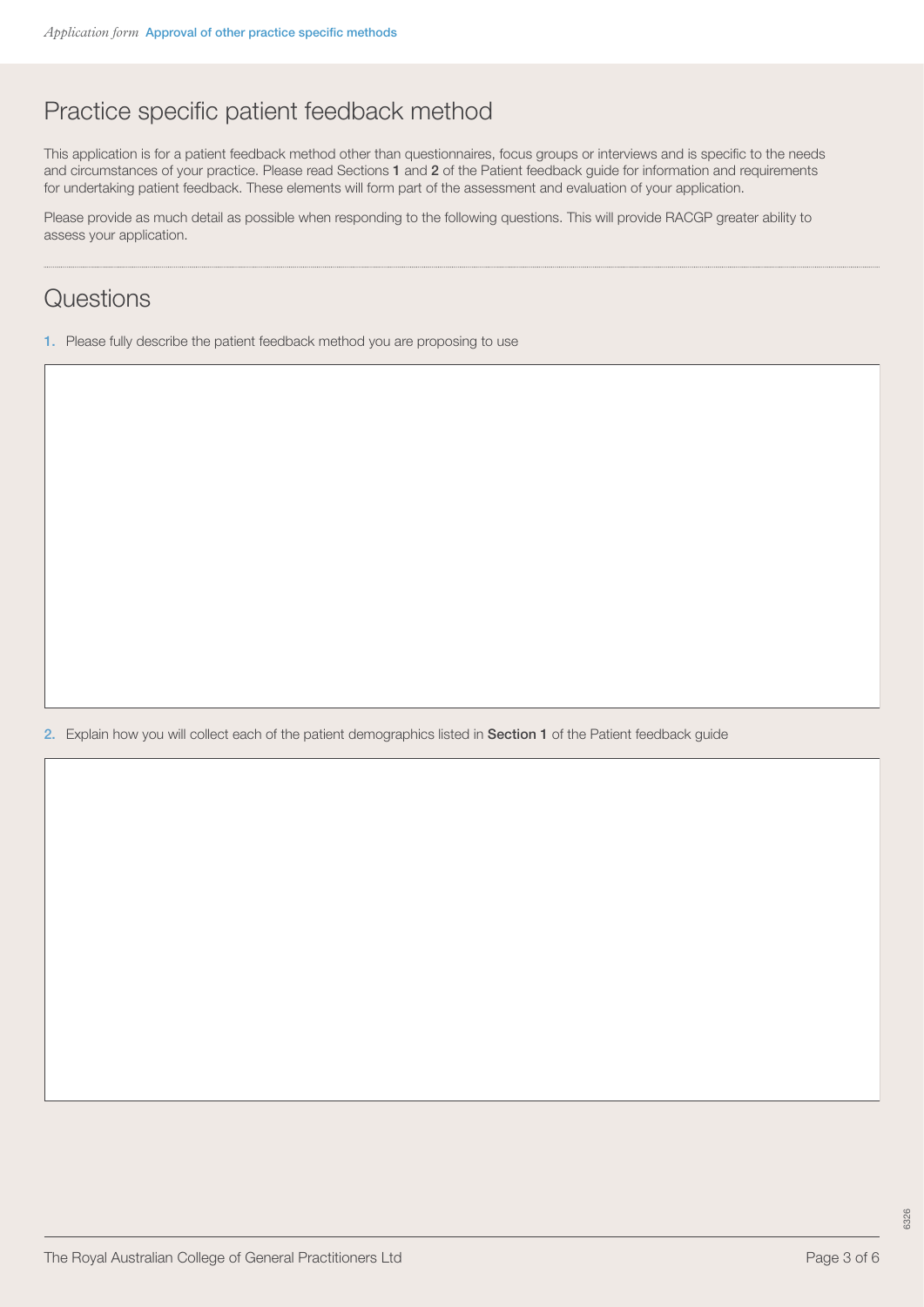## Practice specific patient feedback method

This application is for a patient feedback method other than questionnaires, focus groups or interviews and is specific to the needs and circumstances of your practice. Please read Sections **1** and **2** of the Patient feedback guide for information and requirements for undertaking patient feedback. These elements will form part of the assessment and evaluation of your application.

Please provide as much detail as possible when responding to the following questions. This will provide RACGP greater ability to assess your application.

## Questions

1. Please fully describe the patient feedback method you are proposing to use

2. Explain how you will collect each of the patient demographics listed in **Section 1** of the Patient feedback guide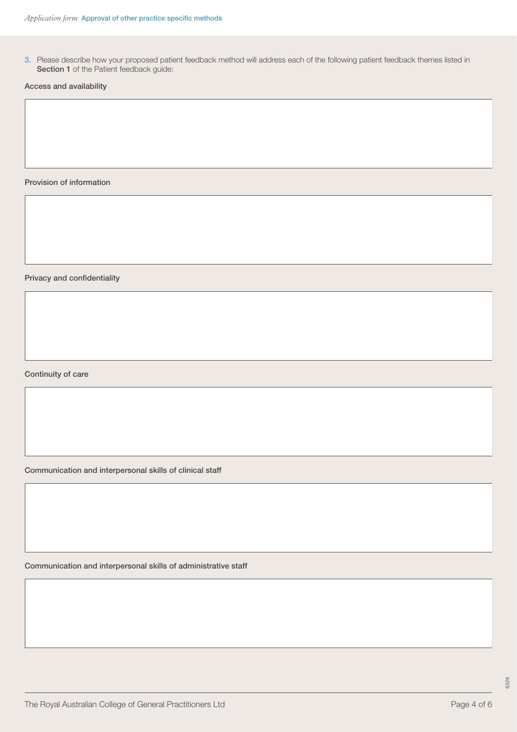3. Please describe how your proposed patient feedback method will address each of the following patient feedback themes listed in **Section 1** of the Patient feedback guide:

**Access and availability**

**Provision of information**

**Privacy and confidentiality**

**Continuity of care**

**Communication and interpersonal skills of clinical staff**

**Communication and interpersonal skills of administrative staff**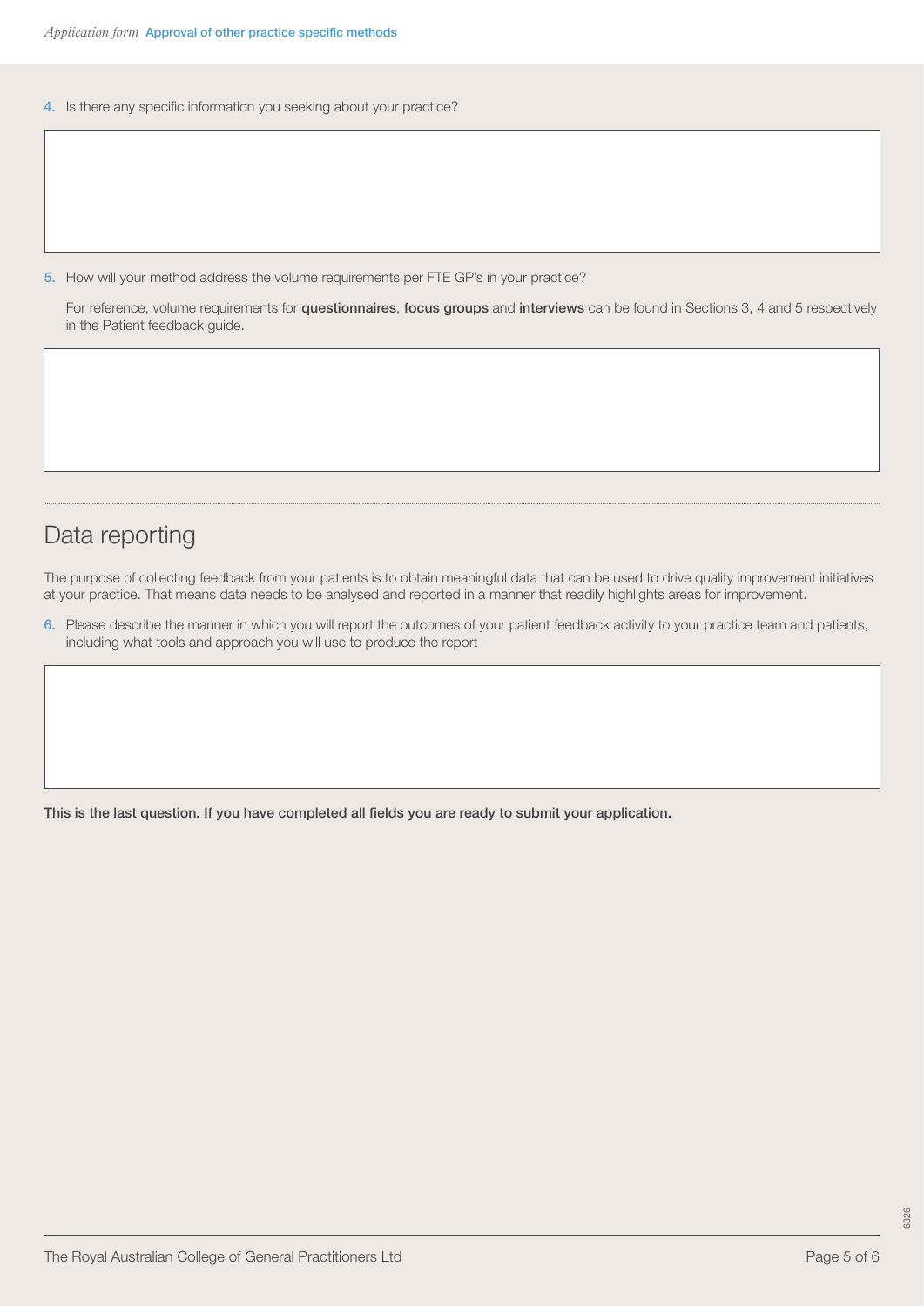4. Is there any specific information you seeking about your practice?

5. How will your method address the volume requirements per FTE GP's in your practice?

   For reference, volume requirements for **questionnaires**, **focus groups** and **interviews** can be found in Sections 3, 4 and 5 respectively in the Patient feedback guide.

## Data reporting

The purpose of collecting feedback from your patients is to obtain meaningful data that can be used to drive quality improvement initiatives at your practice. That means data needs to be analysed and reported in a manner that readily highlights areas for improvement.

6. Please describe the manner in which you will report the outcomes of your patient feedback activity to your practice team and patients, including what tools and approach you will use to produce the report

**This is the last question. If you have completed all fields you are ready to submit your application.**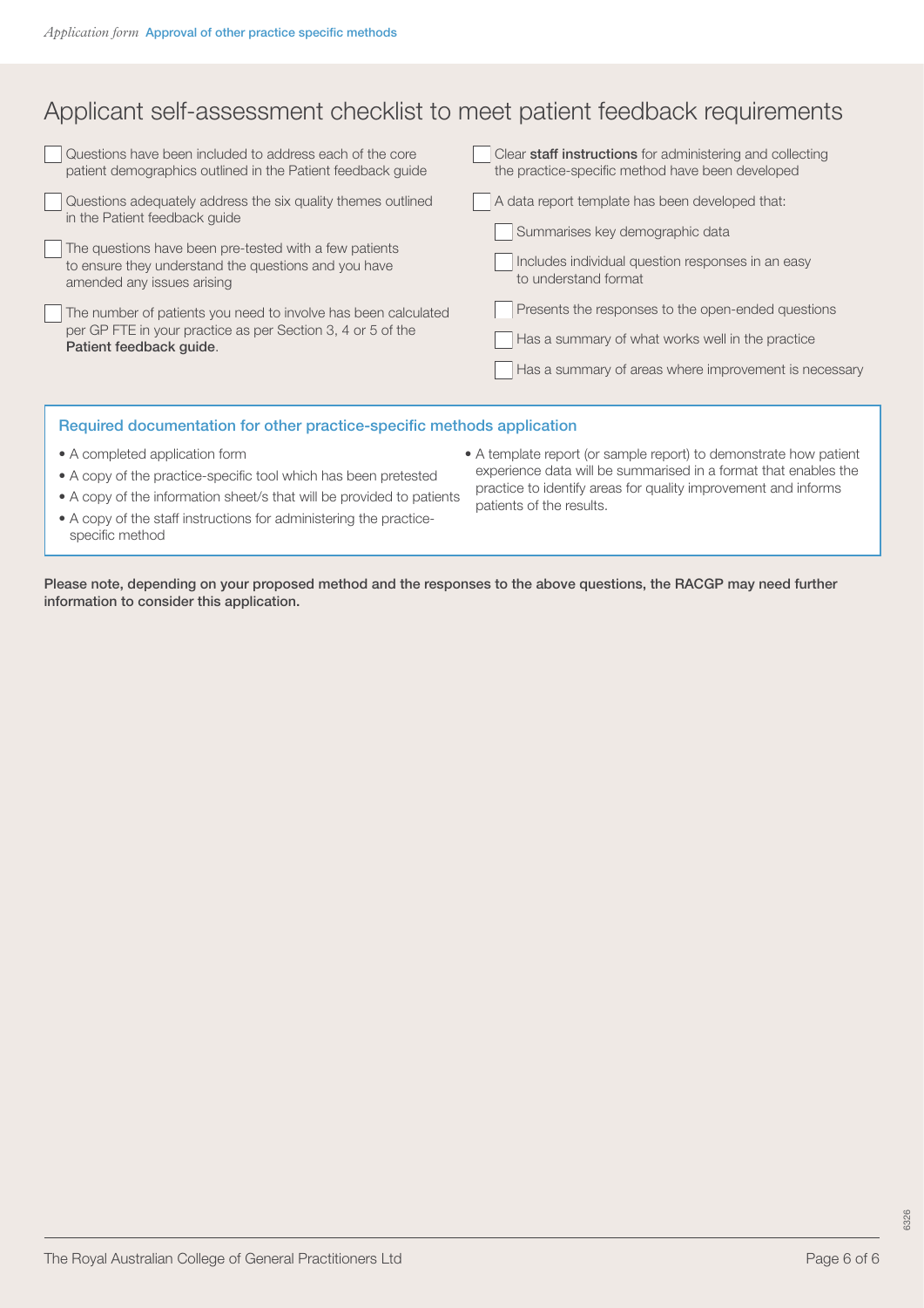## Applicant self-assessment checklist to meet patient feedback requirements

- [ ] Questions have been included to address each of the core patient demographics outlined in the Patient feedback guide
- [ ] Questions adequately address the six quality themes outlined in the Patient feedback guide
- [ ] The questions have been pre-tested with a few patients to ensure they understand the questions and you have amended any issues arising
- [ ] The number of patients you need to involve has been calculated per GP FTE in your practice as per Section 3, 4 or 5 of the **Patient feedback guide**.
- [ ] Clear **staff instructions** for administering and collecting the practice-specific method have been developed
- [ ] A data report template has been developed that:
  - [ ] Summarises key demographic data
  - [ ] Includes individual question responses in an easy to understand format
  - [ ] Presents the responses to the open-ended questions
  - [ ] Has a summary of what works well in the practice
  - [ ] Has a summary of areas where improvement is necessary

### Required documentation for other practice-specific methods application

- A completed application form
- A copy of the practice-specific tool which has been pretested
- A copy of the information sheet/s that will be provided to patients
- A copy of the staff instructions for administering the practice-specific method
- A template report (or sample report) to demonstrate how patient experience data will be summarised in a format that enables the practice to identify areas for quality improvement and informs patients of the results.

**Please note, depending on your proposed method and the responses to the above questions, the RACGP may need further information to consider this application.**